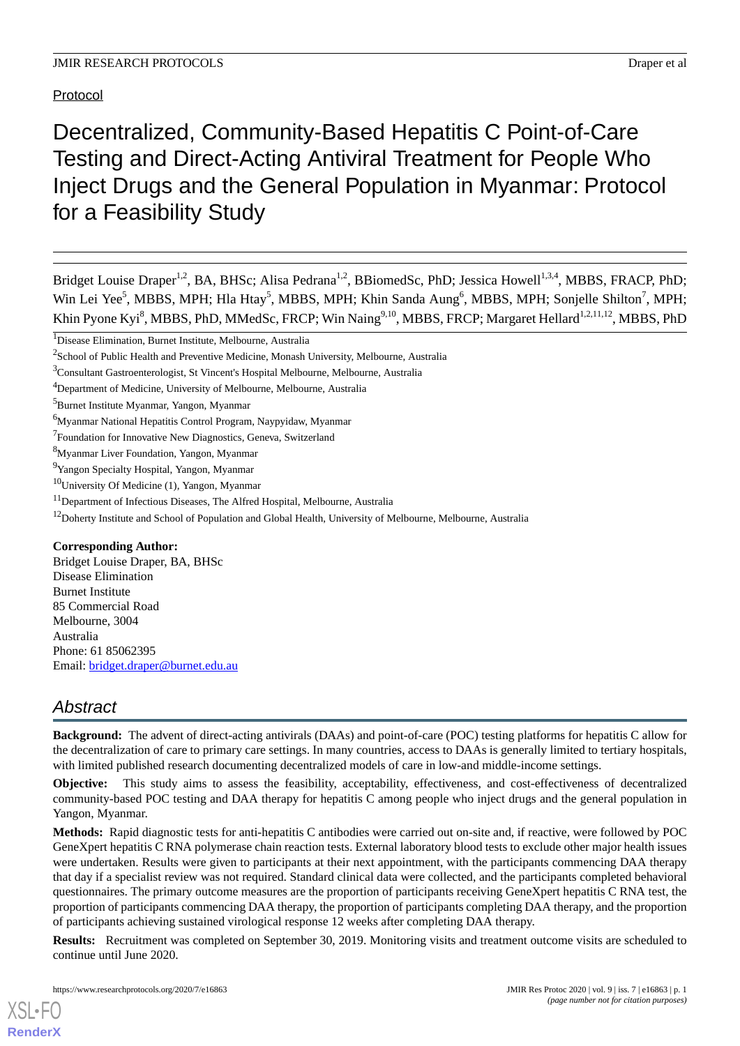Protocol

# Decentralized, Community-Based Hepatitis C Point-of-Care Testing and Direct-Acting Antiviral Treatment for People Who Inject Drugs and the General Population in Myanmar: Protocol for a Feasibility Study

Bridget Louise Draper[1,2], BA, BHSc; Alisa Pedrana[1,2], BBiomedSc, PhD; Jessica Howell[1,3,4], MBBS, FRACP, PhD; Win Lei Yee[5], MBBS, MPH; Hla Htay[5], MBBS, MPH; Khin Sanda Aung[6], MBBS, MPH; Sonjelle Shilton[7], MPH; Khin Pyone Kyi[8], MBBS, PhD, MMedSc, FRCP; Win Naing[9,10], MBBS, FRCP; Margaret Hellard[1,2,11,12], MBBS, PhD

[1]Disease Elimination, Burnet Institute, Melbourne, Australia

[2]School of Public Health and Preventive Medicine, Monash University, Melbourne, Australia

[3]Consultant Gastroenterologist, St Vincent's Hospital Melbourne, Melbourne, Australia

[4]Department of Medicine, University of Melbourne, Melbourne, Australia

[5]Burnet Institute Myanmar, Yangon, Myanmar

[6]Myanmar National Hepatitis Control Program, Naypyidaw, Myanmar

[7]Foundation for Innovative New Diagnostics, Geneva, Switzerland

[8]Myanmar Liver Foundation, Yangon, Myanmar

[9]Yangon Specialty Hospital, Yangon, Myanmar

[10]University Of Medicine (1), Yangon, Myanmar

[11]Department of Infectious Diseases, The Alfred Hospital, Melbourne, Australia

[12]Doherty Institute and School of Population and Global Health, University of Melbourne, Melbourne, Australia

**Corresponding Author:**
Bridget Louise Draper, BA, BHSc
Disease Elimination
Burnet Institute
85 Commercial Road
Melbourne, 3004
Australia
Phone: 61 85062395
Email: bridget.draper@burnet.edu.au

## Abstract

**Background:** The advent of direct-acting antivirals (DAAs) and point-of-care (POC) testing platforms for hepatitis C allow for the decentralization of care to primary care settings. In many countries, access to DAAs is generally limited to tertiary hospitals, with limited published research documenting decentralized models of care in low-and middle-income settings.

**Objective:** This study aims to assess the feasibility, acceptability, effectiveness, and cost-effectiveness of decentralized community-based POC testing and DAA therapy for hepatitis C among people who inject drugs and the general population in Yangon, Myanmar.

**Methods:** Rapid diagnostic tests for anti-hepatitis C antibodies were carried out on-site and, if reactive, were followed by POC GeneXpert hepatitis C RNA polymerase chain reaction tests. External laboratory blood tests to exclude other major health issues were undertaken. Results were given to participants at their next appointment, with the participants commencing DAA therapy that day if a specialist review was not required. Standard clinical data were collected, and the participants completed behavioral questionnaires. The primary outcome measures are the proportion of participants receiving GeneXpert hepatitis C RNA test, the proportion of participants commencing DAA therapy, the proportion of participants completing DAA therapy, and the proportion of participants achieving sustained virological response 12 weeks after completing DAA therapy.

**Results:** Recruitment was completed on September 30, 2019. Monitoring visits and treatment outcome visits are scheduled to continue until June 2020.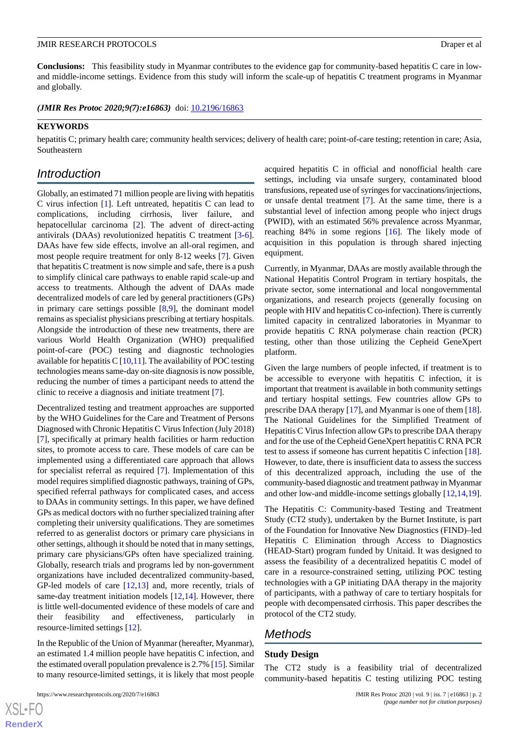**Conclusions:** This feasibility study in Myanmar contributes to the evidence gap for community-based hepatitis C care in low- and middle-income settings. Evidence from this study will inform the scale-up of hepatitis C treatment programs in Myanmar and globally.

***(JMIR Res Protoc 2020;9(7):e16863)*** doi: 10.2196/16863

**KEYWORDS**

hepatitis C; primary health care; community health services; delivery of health care; point-of-care testing; retention in care; Asia, Southeastern

## Introduction

Globally, an estimated 71 million people are living with hepatitis C virus infection [1]. Left untreated, hepatitis C can lead to complications, including cirrhosis, liver failure, and hepatocellular carcinoma [2]. The advent of direct-acting antivirals (DAAs) revolutionized hepatitis C treatment [3-6]. DAAs have few side effects, involve an all-oral regimen, and most people require treatment for only 8-12 weeks [7]. Given that hepatitis C treatment is now simple and safe, there is a push to simplify clinical care pathways to enable rapid scale-up and access to treatments. Although the advent of DAAs made decentralized models of care led by general practitioners (GPs) in primary care settings possible [8,9], the dominant model remains as specialist physicians prescribing at tertiary hospitals. Alongside the introduction of these new treatments, there are various World Health Organization (WHO) prequalified point-of-care (POC) testing and diagnostic technologies available for hepatitis C [10,11]. The availability of POC testing technologies means same-day on-site diagnosis is now possible, reducing the number of times a participant needs to attend the clinic to receive a diagnosis and initiate treatment [7].

Decentralized testing and treatment approaches are supported by the WHO Guidelines for the Care and Treatment of Persons Diagnosed with Chronic Hepatitis C Virus Infection (July 2018) [7], specifically at primary health facilities or harm reduction sites, to promote access to care. These models of care can be implemented using a differentiated care approach that allows for specialist referral as required [7]. Implementation of this model requires simplified diagnostic pathways, training of GPs, specified referral pathways for complicated cases, and access to DAAs in community settings. In this paper, we have defined GPs as medical doctors with no further specialized training after completing their university qualifications. They are sometimes referred to as generalist doctors or primary care physicians in other settings, although it should be noted that in many settings, primary care physicians/GPs often have specialized training. Globally, research trials and programs led by non-government organizations have included decentralized community-based, GP-led models of care [12,13] and, more recently, trials of same-day treatment initiation models [12,14]. However, there is little well-documented evidence of these models of care and their feasibility and effectiveness, particularly in resource-limited settings [12].

In the Republic of the Union of Myanmar (hereafter, Myanmar), an estimated 1.4 million people have hepatitis C infection, and the estimated overall population prevalence is 2.7% [15]. Similar to many resource-limited settings, it is likely that most people acquired hepatitis C in official and nonofficial health care settings, including via unsafe surgery, contaminated blood transfusions, repeated use of syringes for vaccinations/injections, or unsafe dental treatment [7]. At the same time, there is a substantial level of infection among people who inject drugs (PWID), with an estimated 56% prevalence across Myanmar, reaching 84% in some regions [16]. The likely mode of acquisition in this population is through shared injecting equipment.

Currently, in Myanmar, DAAs are mostly available through the National Hepatitis Control Program in tertiary hospitals, the private sector, some international and local nongovernmental organizations, and research projects (generally focusing on people with HIV and hepatitis C co-infection). There is currently limited capacity in centralized laboratories in Myanmar to provide hepatitis C RNA polymerase chain reaction (PCR) testing, other than those utilizing the Cepheid GeneXpert platform.

Given the large numbers of people infected, if treatment is to be accessible to everyone with hepatitis C infection, it is important that treatment is available in both community settings and tertiary hospital settings. Few countries allow GPs to prescribe DAA therapy [17], and Myanmar is one of them [18]. The National Guidelines for the Simplified Treatment of Hepatitis C Virus Infection allow GPs to prescribe DAA therapy and for the use of the Cepheid GeneXpert hepatitis C RNA PCR test to assess if someone has current hepatitis C infection [18]. However, to date, there is insufficient data to assess the success of this decentralized approach, including the use of the community-based diagnostic and treatment pathway in Myanmar and other low-and middle-income settings globally [12,14,19].

The Hepatitis C: Community-based Testing and Treatment Study (CT2 study), undertaken by the Burnet Institute, is part of the Foundation for Innovative New Diagnostics (FIND)–led Hepatitis C Elimination through Access to Diagnostics (HEAD-Start) program funded by Unitaid. It was designed to assess the feasibility of a decentralized hepatitis C model of care in a resource-constrained setting, utilizing POC testing technologies with a GP initiating DAA therapy in the majority of participants, with a pathway of care to tertiary hospitals for people with decompensated cirrhosis. This paper describes the protocol of the CT2 study.

## Methods

### Study Design

The CT2 study is a feasibility trial of decentralized community-based hepatitis C testing utilizing POC testing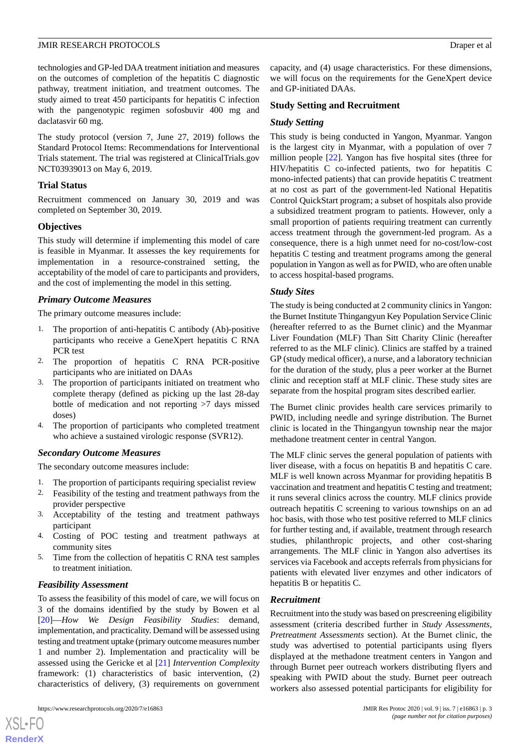technologies and GP-led DAA treatment initiation and measures on the outcomes of completion of the hepatitis C diagnostic pathway, treatment initiation, and treatment outcomes. The study aimed to treat 450 participants for hepatitis C infection with the pangenotypic regimen sofosbuvir 400 mg and daclatasvir 60 mg.

The study protocol (version 7, June 27, 2019) follows the Standard Protocol Items: Recommendations for Interventional Trials statement. The trial was registered at ClinicalTrials.gov NCT03939013 on May 6, 2019.

## Trial Status

Recruitment commenced on January 30, 2019 and was completed on September 30, 2019.

## Objectives

This study will determine if implementing this model of care is feasible in Myanmar. It assesses the key requirements for implementation in a resource-constrained setting, the acceptability of the model of care to participants and providers, and the cost of implementing the model in this setting.

### Primary Outcome Measures

The primary outcome measures include:

1. The proportion of anti-hepatitis C antibody (Ab)-positive participants who receive a GeneXpert hepatitis C RNA PCR test
2. The proportion of hepatitis C RNA PCR-positive participants who are initiated on DAAs
3. The proportion of participants initiated on treatment who complete therapy (defined as picking up the last 28-day bottle of medication and not reporting >7 days missed doses)
4. The proportion of participants who completed treatment who achieve a sustained virologic response (SVR12).

### Secondary Outcome Measures

The secondary outcome measures include:

1. The proportion of participants requiring specialist review
2. Feasibility of the testing and treatment pathways from the provider perspective
3. Acceptability of the testing and treatment pathways participant
4. Costing of POC testing and treatment pathways at community sites
5. Time from the collection of hepatitis C RNA test samples to treatment initiation.

### Feasibility Assessment

To assess the feasibility of this model of care, we will focus on 3 of the domains identified by the study by Bowen et al [20]—*How We Design Feasibility Studies*: demand, implementation, and practicality. Demand will be assessed using testing and treatment uptake (primary outcome measures number 1 and number 2). Implementation and practicality will be assessed using the Gericke et al [21] *Intervention Complexity* framework: (1) characteristics of basic intervention, (2) characteristics of delivery, (3) requirements on government capacity, and (4) usage characteristics. For these dimensions, we will focus on the requirements for the GeneXpert device and GP-initiated DAAs.

## Study Setting and Recruitment

### Study Setting

This study is being conducted in Yangon, Myanmar. Yangon is the largest city in Myanmar, with a population of over 7 million people [22]. Yangon has five hospital sites (three for HIV/hepatitis C co-infected patients, two for hepatitis C mono-infected patients) that can provide hepatitis C treatment at no cost as part of the government-led National Hepatitis Control QuickStart program; a subset of hospitals also provide a subsidized treatment program to patients. However, only a small proportion of patients requiring treatment can currently access treatment through the government-led program. As a consequence, there is a high unmet need for no-cost/low-cost hepatitis C testing and treatment programs among the general population in Yangon as well as for PWID, who are often unable to access hospital-based programs.

### Study Sites

The study is being conducted at 2 community clinics in Yangon: the Burnet Institute Thingangyun Key Population Service Clinic (hereafter referred to as the Burnet clinic) and the Myanmar Liver Foundation (MLF) Than Sitt Charity Clinic (hereafter referred to as the MLF clinic). Clinics are staffed by a trained GP (study medical officer), a nurse, and a laboratory technician for the duration of the study, plus a peer worker at the Burnet clinic and reception staff at MLF clinic. These study sites are separate from the hospital program sites described earlier.

The Burnet clinic provides health care services primarily to PWID, including needle and syringe distribution. The Burnet clinic is located in the Thingangyun township near the major methadone treatment center in central Yangon.

The MLF clinic serves the general population of patients with liver disease, with a focus on hepatitis B and hepatitis C care. MLF is well known across Myanmar for providing hepatitis B vaccination and treatment and hepatitis C testing and treatment; it runs several clinics across the country. MLF clinics provide outreach hepatitis C screening to various townships on an ad hoc basis, with those who test positive referred to MLF clinics for further testing and, if available, treatment through research studies, philanthropic projects, and other cost-sharing arrangements. The MLF clinic in Yangon also advertises its services via Facebook and accepts referrals from physicians for patients with elevated liver enzymes and other indicators of hepatitis B or hepatitis C.

### Recruitment

Recruitment into the study was based on prescreening eligibility assessment (criteria described further in *Study Assessments, Pretreatment Assessments* section). At the Burnet clinic, the study was advertised to potential participants using flyers displayed at the methadone treatment centers in Yangon and through Burnet peer outreach workers distributing flyers and speaking with PWID about the study. Burnet peer outreach workers also assessed potential participants for eligibility for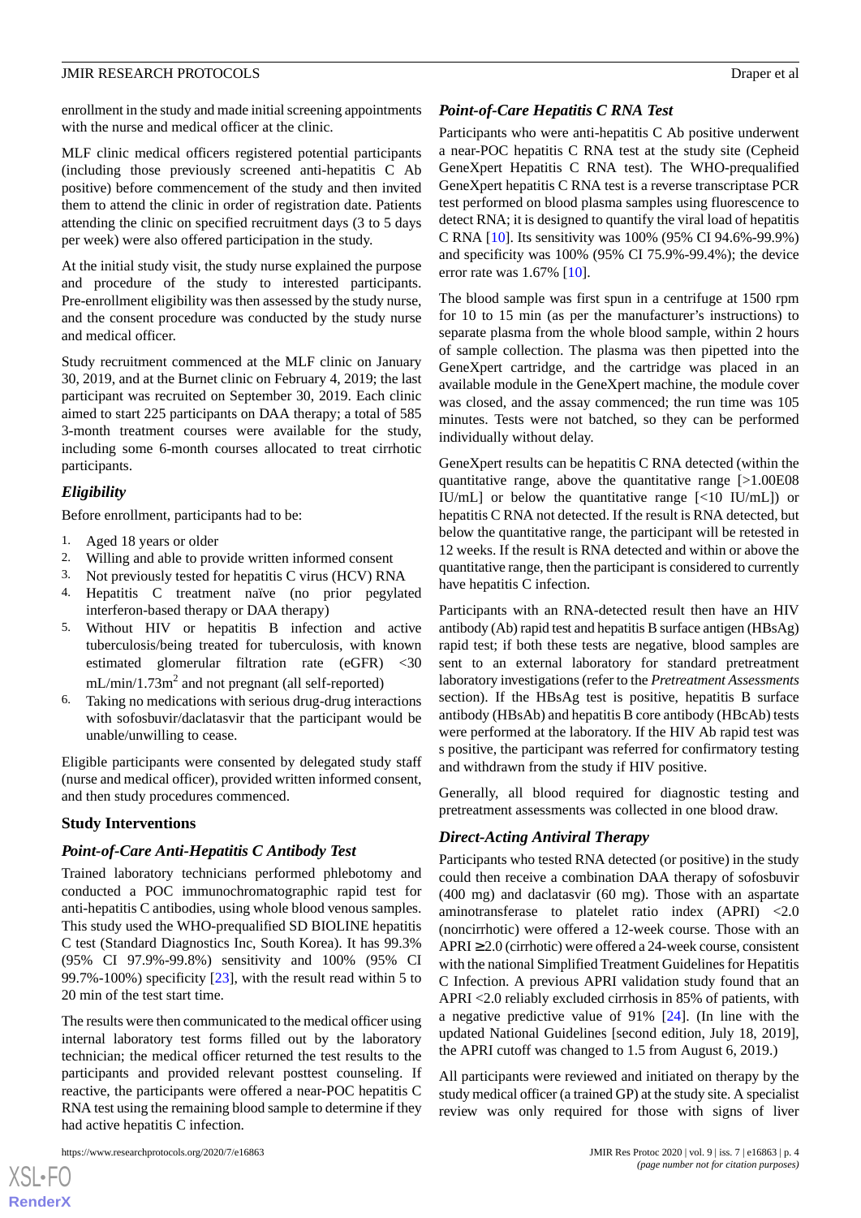enrollment in the study and made initial screening appointments with the nurse and medical officer at the clinic.

MLF clinic medical officers registered potential participants (including those previously screened anti-hepatitis C Ab positive) before commencement of the study and then invited them to attend the clinic in order of registration date. Patients attending the clinic on specified recruitment days (3 to 5 days per week) were also offered participation in the study.

At the initial study visit, the study nurse explained the purpose and procedure of the study to interested participants. Pre-enrollment eligibility was then assessed by the study nurse, and the consent procedure was conducted by the study nurse and medical officer.

Study recruitment commenced at the MLF clinic on January 30, 2019, and at the Burnet clinic on February 4, 2019; the last participant was recruited on September 30, 2019. Each clinic aimed to start 225 participants on DAA therapy; a total of 585 3-month treatment courses were available for the study, including some 6-month courses allocated to treat cirrhotic participants.

### *Eligibility*

Before enrollment, participants had to be:

1. Aged 18 years or older
2. Willing and able to provide written informed consent
3. Not previously tested for hepatitis C virus (HCV) RNA
4. Hepatitis C treatment naïve (no prior pegylated interferon-based therapy or DAA therapy)
5. Without HIV or hepatitis B infection and active tuberculosis/being treated for tuberculosis, with known estimated glomerular filtration rate (eGFR) <30 mL/min/1.73m$^2$ and not pregnant (all self-reported)
6. Taking no medications with serious drug-drug interactions with sofosbuvir/daclatasvir that the participant would be unable/unwilling to cease.

Eligible participants were consented by delegated study staff (nurse and medical officer), provided written informed consent, and then study procedures commenced.

## Study Interventions

### *Point-of-Care Anti-Hepatitis C Antibody Test*

Trained laboratory technicians performed phlebotomy and conducted a POC immunochromatographic rapid test for anti-hepatitis C antibodies, using whole blood venous samples. This study used the WHO-prequalified SD BIOLINE hepatitis C test (Standard Diagnostics Inc, South Korea). It has 99.3% (95% CI 97.9%-99.8%) sensitivity and 100% (95% CI 99.7%-100%) specificity [23], with the result read within 5 to 20 min of the test start time.

The results were then communicated to the medical officer using internal laboratory test forms filled out by the laboratory technician; the medical officer returned the test results to the participants and provided relevant posttest counseling. If reactive, the participants were offered a near-POC hepatitis C RNA test using the remaining blood sample to determine if they had active hepatitis C infection.

### *Point-of-Care Hepatitis C RNA Test*

Participants who were anti-hepatitis C Ab positive underwent a near-POC hepatitis C RNA test at the study site (Cepheid GeneXpert Hepatitis C RNA test). The WHO-prequalified GeneXpert hepatitis C RNA test is a reverse transcriptase PCR test performed on blood plasma samples using fluorescence to detect RNA; it is designed to quantify the viral load of hepatitis C RNA [10]. Its sensitivity was 100% (95% CI 94.6%-99.9%) and specificity was 100% (95% CI 75.9%-99.4%); the device error rate was 1.67% [10].

The blood sample was first spun in a centrifuge at 1500 rpm for 10 to 15 min (as per the manufacturer's instructions) to separate plasma from the whole blood sample, within 2 hours of sample collection. The plasma was then pipetted into the GeneXpert cartridge, and the cartridge was placed in an available module in the GeneXpert machine, the module cover was closed, and the assay commenced; the run time was 105 minutes. Tests were not batched, so they can be performed individually without delay.

GeneXpert results can be hepatitis C RNA detected (within the quantitative range, above the quantitative range [>1.00E08 IU/mL] or below the quantitative range [<10 IU/mL]) or hepatitis C RNA not detected. If the result is RNA detected, but below the quantitative range, the participant will be retested in 12 weeks. If the result is RNA detected and within or above the quantitative range, then the participant is considered to currently have hepatitis C infection.

Participants with an RNA-detected result then have an HIV antibody (Ab) rapid test and hepatitis B surface antigen (HBsAg) rapid test; if both these tests are negative, blood samples are sent to an external laboratory for standard pretreatment laboratory investigations (refer to the *Pretreatment Assessments* section). If the HBsAg test is positive, hepatitis B surface antibody (HBsAb) and hepatitis B core antibody (HBcAb) tests were performed at the laboratory. If the HIV Ab rapid test was s positive, the participant was referred for confirmatory testing and withdrawn from the study if HIV positive.

Generally, all blood required for diagnostic testing and pretreatment assessments was collected in one blood draw.

### *Direct-Acting Antiviral Therapy*

Participants who tested RNA detected (or positive) in the study could then receive a combination DAA therapy of sofosbuvir (400 mg) and daclatasvir (60 mg). Those with an aspartate aminotransferase to platelet ratio index (APRI) <2.0 (noncirrhotic) were offered a 12-week course. Those with an APRI ≥2.0 (cirrhotic) were offered a 24-week course, consistent with the national Simplified Treatment Guidelines for Hepatitis C Infection. A previous APRI validation study found that an APRI <2.0 reliably excluded cirrhosis in 85% of patients, with a negative predictive value of 91% [24]. (In line with the updated National Guidelines [second edition, July 18, 2019], the APRI cutoff was changed to 1.5 from August 6, 2019.)

All participants were reviewed and initiated on therapy by the study medical officer (a trained GP) at the study site. A specialist review was only required for those with signs of liver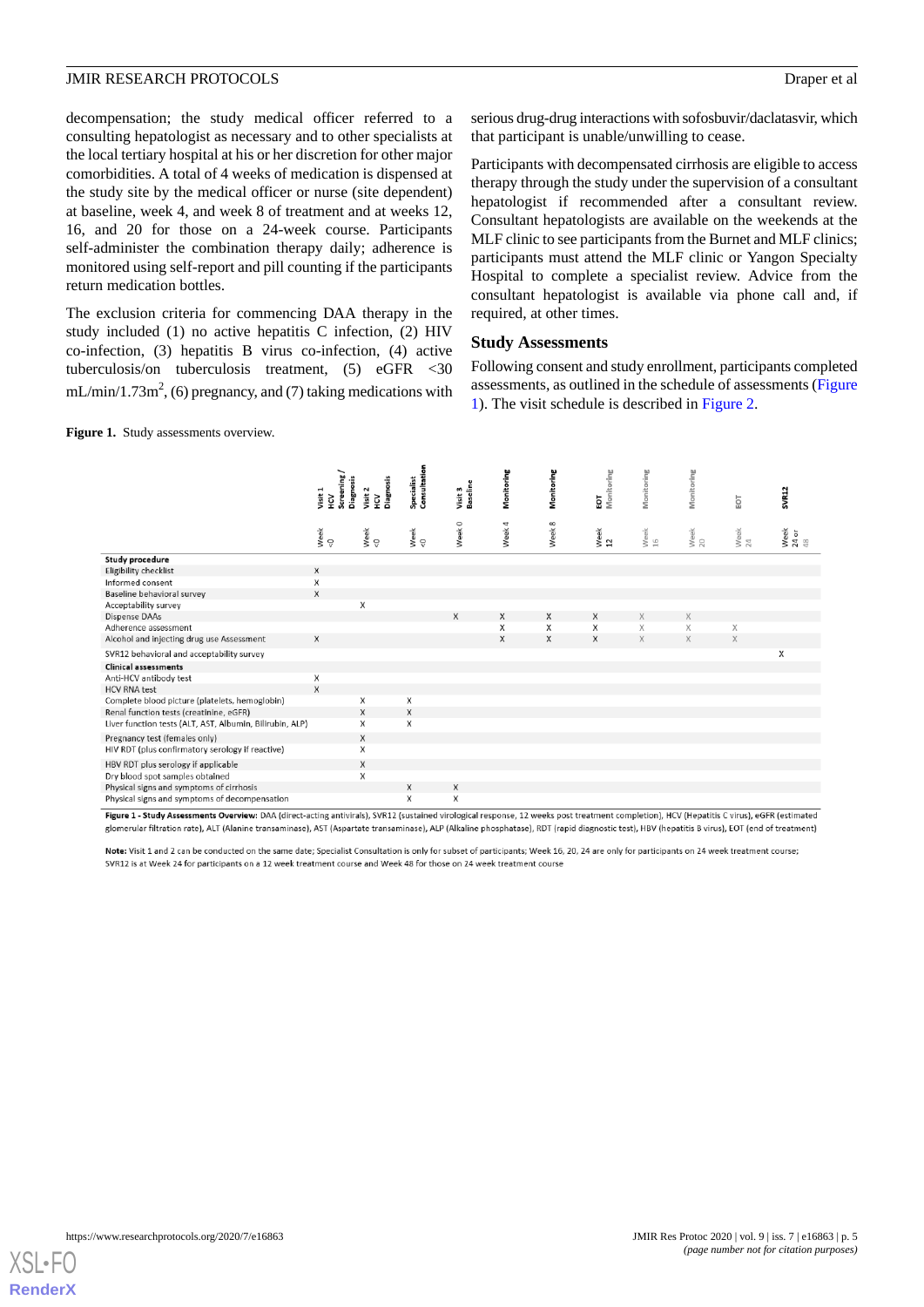decompensation; the study medical officer referred to a consulting hepatologist as necessary and to other specialists at the local tertiary hospital at his or her discretion for other major comorbidities. A total of 4 weeks of medication is dispensed at the study site by the medical officer or nurse (site dependent) at baseline, week 4, and week 8 of treatment and at weeks 12, 16, and 20 for those on a 24-week course. Participants self-administer the combination therapy daily; adherence is monitored using self-report and pill counting if the participants return medication bottles.

The exclusion criteria for commencing DAA therapy in the study included (1) no active hepatitis C infection, (2) HIV co-infection, (3) hepatitis B virus co-infection, (4) active tuberculosis/on tuberculosis treatment, (5) eGFR <30 mL/min/1.73m$^2$, (6) pregnancy, and (7) taking medications with serious drug-drug interactions with sofosbuvir/daclatasvir, which that participant is unable/unwilling to cease.

Participants with decompensated cirrhosis are eligible to access therapy through the study under the supervision of a consultant hepatologist if recommended after a consultant review. Consultant hepatologists are available on the weekends at the MLF clinic to see participants from the Burnet and MLF clinics; participants must attend the MLF clinic or Yangon Specialty Hospital to complete a specialist review. Advice from the consultant hepatologist is available via phone call and, if required, at other times.

## Study Assessments

Following consent and study enrollment, participants completed assessments, as outlined in the schedule of assessments (Figure 1). The visit schedule is described in Figure 2.

**Figure 1.** Study assessments overview.

| | Visit 1 HCV Screening / Diagnosis | Visit 2 HCV Diagnosis | Specialist Consultation | Visit 3 Baseline | Monitoring | Monitoring | EOT Monitoring | Monitoring | Monitoring | EOT | SVR12 |
|---|---|---|---|---|---|---|---|---|---|---|---|
| | Week <0 | Week <0 | Week <0 | Week 0 | Week 4 | Week 8 | Week 12 | Week 16 | Week 20 | Week 24 | Week 24 or 48 |
| **Study procedure** | | | | | | | | | | | |
| Eligibility checklist | X | | | | | | | | | | |
| Informed consent | X | | | | | | | | | | |
| Baseline behavioral survey | X | | | | | | | | | | |
| Acceptability survey | | X | | | | | | | | | |
| Dispense DAAs | | | | X | X | X | X | X | X | | |
| Adherence assessment | | | | | X | X | X | X | X | X | |
| Alcohol and injecting drug use Assessment | X | | | | X | X | X | X | X | X | |
| SVR12 behavioral and acceptability survey | | | | | | | | | | | X |
| **Clinical assessments** | | | | | | | | | | | |
| Anti-HCV antibody test | X | | | | | | | | | | |
| HCV RNA test | X | | | | | | | | | | |
| Complete blood picture (platelets, hemoglobin) | | X | X | | | | | | | | |
| Renal function tests (creatinine, eGFR) | | X | X | | | | | | | | |
| Liver function tests (ALT, AST, Albumin, Bilirubin, ALP) | | X | X | | | | | | | | |
| Pregnancy test (females only) | | X | | | | | | | | | |
| HIV RDT (plus confirmatory serology if reactive) | | X | | | | | | | | | |
| HBV RDT plus serology if applicable | | X | | | | | | | | | |
| Dry blood spot samples obtained | | X | | | | | | | | | |
| Physical signs and symptoms of cirrhosis | | | X | X | | | | | | | |
| Physical signs and symptoms of decompensation | | | X | X | | | | | | | |

**Figure 1 - Study Assessments Overview:** DAA (direct-acting antivirals), SVR12 (sustained virological response, 12 weeks post treatment completion), HCV (Hepatitis C virus), eGFR (estimated glomerular filtration rate), ALT (Alanine transaminase), AST (Aspartate transaminase), ALP (Alkaline phosphatase), RDT (rapid diagnostic test), HBV (hepatitis B virus), EOT (end of treatment)

**Note:** Visit 1 and 2 can be conducted on the same date; Specialist Consultation is only for subset of participants; Week 16, 20, 24 are only for participants on 24 week treatment course; SVR12 is at Week 24 for participants on a 12 week treatment course and Week 48 for those on 24 week treatment course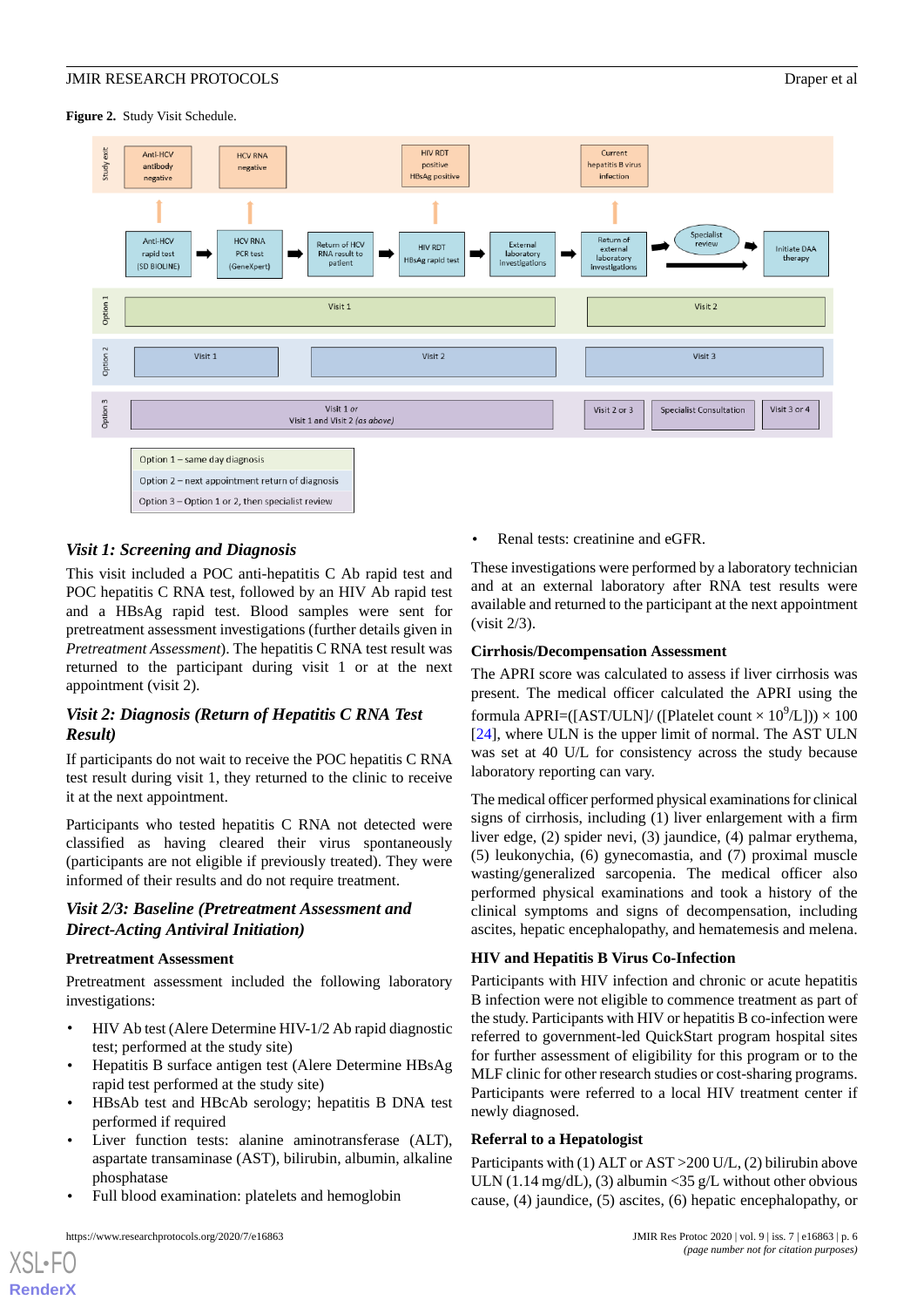**Figure 2.** Study Visit Schedule.

### *Visit 1: Screening and Diagnosis*

This visit included a POC anti-hepatitis C Ab rapid test and POC hepatitis C RNA test, followed by an HIV Ab rapid test and a HBsAg rapid test. Blood samples were sent for pretreatment assessment investigations (further details given in *Pretreatment Assessment*). The hepatitis C RNA test result was returned to the participant during visit 1 or at the next appointment (visit 2).

### *Visit 2: Diagnosis (Return of Hepatitis C RNA Test Result)*

If participants do not wait to receive the POC hepatitis C RNA test result during visit 1, they returned to the clinic to receive it at the next appointment.

Participants who tested hepatitis C RNA not detected were classified as having cleared their virus spontaneously (participants are not eligible if previously treated). They were informed of their results and do not require treatment.

### *Visit 2/3: Baseline (Pretreatment Assessment and Direct-Acting Antiviral Initiation)*

#### Pretreatment Assessment

Pretreatment assessment included the following laboratory investigations:

- HIV Ab test (Alere Determine HIV-1/2 Ab rapid diagnostic test; performed at the study site)
- Hepatitis B surface antigen test (Alere Determine HBsAg rapid test performed at the study site)
- HBsAb test and HBcAb serology; hepatitis B DNA test performed if required
- Liver function tests: alanine aminotransferase (ALT), aspartate transaminase (AST), bilirubin, albumin, alkaline phosphatase
- Full blood examination: platelets and hemoglobin
- Renal tests: creatinine and eGFR.

These investigations were performed by a laboratory technician and at an external laboratory after RNA test results were available and returned to the participant at the next appointment (visit 2/3).

#### Cirrhosis/Decompensation Assessment

The APRI score was calculated to assess if liver cirrhosis was present. The medical officer calculated the APRI using the formula APRI=([AST/ULN]/ ([Platelet count × $10^9$/L])) × 100 [24], where ULN is the upper limit of normal. The AST ULN was set at 40 U/L for consistency across the study because laboratory reporting can vary.

The medical officer performed physical examinations for clinical signs of cirrhosis, including (1) liver enlargement with a firm liver edge, (2) spider nevi, (3) jaundice, (4) palmar erythema, (5) leukonychia, (6) gynecomastia, and (7) proximal muscle wasting/generalized sarcopenia. The medical officer also performed physical examinations and took a history of the clinical symptoms and signs of decompensation, including ascites, hepatic encephalopathy, and hematemesis and melena.

#### HIV and Hepatitis B Virus Co-Infection

Participants with HIV infection and chronic or acute hepatitis B infection were not eligible to commence treatment as part of the study. Participants with HIV or hepatitis B co-infection were referred to government-led QuickStart program hospital sites for further assessment of eligibility for this program or to the MLF clinic for other research studies or cost-sharing programs. Participants were referred to a local HIV treatment center if newly diagnosed.

#### Referral to a Hepatologist

Participants with (1) ALT or AST >200 U/L, (2) bilirubin above ULN (1.14 mg/dL), (3) albumin <35 g/L without other obvious cause, (4) jaundice, (5) ascites, (6) hepatic encephalopathy, or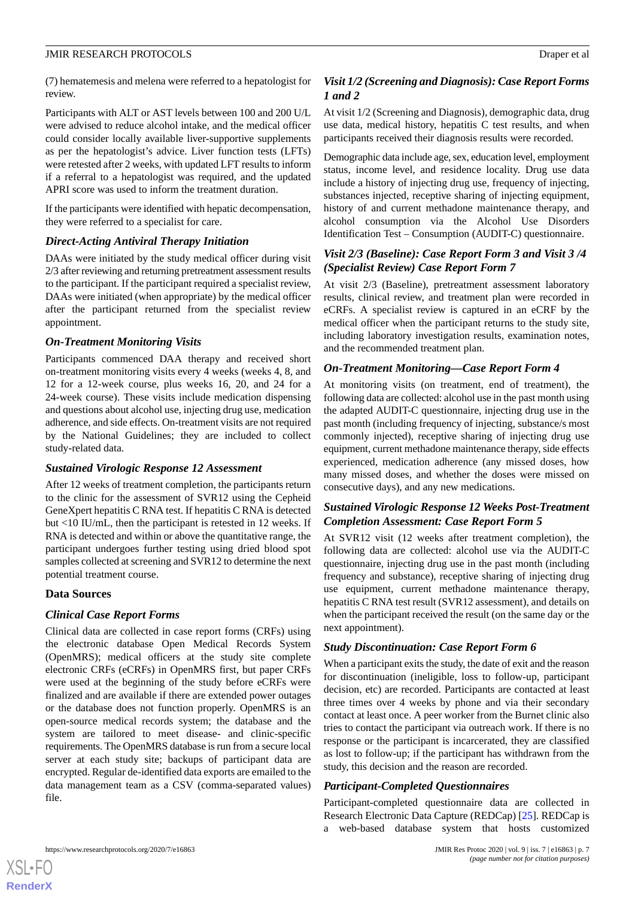(7) hematemesis and melena were referred to a hepatologist for review.

Participants with ALT or AST levels between 100 and 200 U/L were advised to reduce alcohol intake, and the medical officer could consider locally available liver-supportive supplements as per the hepatologist's advice. Liver function tests (LFTs) were retested after 2 weeks, with updated LFT results to inform if a referral to a hepatologist was required, and the updated APRI score was used to inform the treatment duration.

If the participants were identified with hepatic decompensation, they were referred to a specialist for care.

### *Direct-Acting Antiviral Therapy Initiation*

DAAs were initiated by the study medical officer during visit 2/3 after reviewing and returning pretreatment assessment results to the participant. If the participant required a specialist review, DAAs were initiated (when appropriate) by the medical officer after the participant returned from the specialist review appointment.

### *On-Treatment Monitoring Visits*

Participants commenced DAA therapy and received short on-treatment monitoring visits every 4 weeks (weeks 4, 8, and 12 for a 12-week course, plus weeks 16, 20, and 24 for a 24-week course). These visits include medication dispensing and questions about alcohol use, injecting drug use, medication adherence, and side effects. On-treatment visits are not required by the National Guidelines; they are included to collect study-related data.

### *Sustained Virologic Response 12 Assessment*

After 12 weeks of treatment completion, the participants return to the clinic for the assessment of SVR12 using the Cepheid GeneXpert hepatitis C RNA test. If hepatitis C RNA is detected but <10 IU/mL, then the participant is retested in 12 weeks. If RNA is detected and within or above the quantitative range, the participant undergoes further testing using dried blood spot samples collected at screening and SVR12 to determine the next potential treatment course.

## Data Sources

### *Clinical Case Report Forms*

Clinical data are collected in case report forms (CRFs) using the electronic database Open Medical Records System (OpenMRS); medical officers at the study site complete electronic CRFs (eCRFs) in OpenMRS first, but paper CRFs were used at the beginning of the study before eCRFs were finalized and are available if there are extended power outages or the database does not function properly. OpenMRS is an open-source medical records system; the database and the system are tailored to meet disease- and clinic-specific requirements. The OpenMRS database is run from a secure local server at each study site; backups of participant data are encrypted. Regular de-identified data exports are emailed to the data management team as a CSV (comma-separated values) file.

### *Visit 1/2 (Screening and Diagnosis): Case Report Forms 1 and 2*

At visit 1/2 (Screening and Diagnosis), demographic data, drug use data, medical history, hepatitis C test results, and when participants received their diagnosis results were recorded.

Demographic data include age, sex, education level, employment status, income level, and residence locality. Drug use data include a history of injecting drug use, frequency of injecting, substances injected, receptive sharing of injecting equipment, history of and current methadone maintenance therapy, and alcohol consumption via the Alcohol Use Disorders Identification Test – Consumption (AUDIT-C) questionnaire.

### *Visit 2/3 (Baseline): Case Report Form 3 and Visit 3 /4 (Specialist Review) Case Report Form 7*

At visit 2/3 (Baseline), pretreatment assessment laboratory results, clinical review, and treatment plan were recorded in eCRFs. A specialist review is captured in an eCRF by the medical officer when the participant returns to the study site, including laboratory investigation results, examination notes, and the recommended treatment plan.

### *On-Treatment Monitoring—Case Report Form 4*

At monitoring visits (on treatment, end of treatment), the following data are collected: alcohol use in the past month using the adapted AUDIT-C questionnaire, injecting drug use in the past month (including frequency of injecting, substance/s most commonly injected), receptive sharing of injecting drug use equipment, current methadone maintenance therapy, side effects experienced, medication adherence (any missed doses, how many missed doses, and whether the doses were missed on consecutive days), and any new medications.

### *Sustained Virologic Response 12 Weeks Post-Treatment Completion Assessment: Case Report Form 5*

At SVR12 visit (12 weeks after treatment completion), the following data are collected: alcohol use via the AUDIT-C questionnaire, injecting drug use in the past month (including frequency and substance), receptive sharing of injecting drug use equipment, current methadone maintenance therapy, hepatitis C RNA test result (SVR12 assessment), and details on when the participant received the result (on the same day or the next appointment).

### *Study Discontinuation: Case Report Form 6*

When a participant exits the study, the date of exit and the reason for discontinuation (ineligible, loss to follow-up, participant decision, etc) are recorded. Participants are contacted at least three times over 4 weeks by phone and via their secondary contact at least once. A peer worker from the Burnet clinic also tries to contact the participant via outreach work. If there is no response or the participant is incarcerated, they are classified as lost to follow-up; if the participant has withdrawn from the study, this decision and the reason are recorded.

### *Participant-Completed Questionnaires*

Participant-completed questionnaire data are collected in Research Electronic Data Capture (REDCap) [25]. REDCap is a web-based database system that hosts customized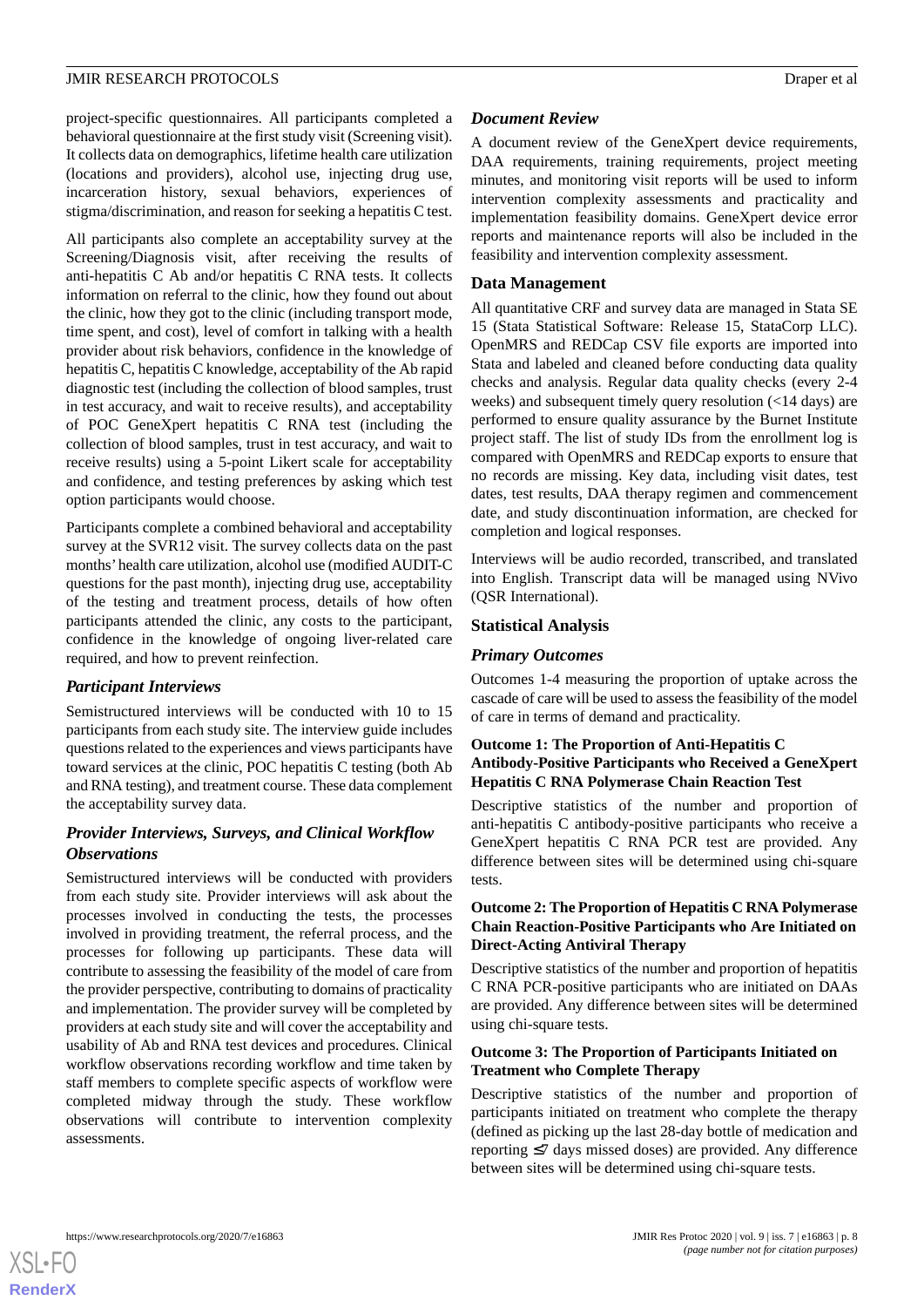project-specific questionnaires. All participants completed a behavioral questionnaire at the first study visit (Screening visit). It collects data on demographics, lifetime health care utilization (locations and providers), alcohol use, injecting drug use, incarceration history, sexual behaviors, experiences of stigma/discrimination, and reason for seeking a hepatitis C test.

All participants also complete an acceptability survey at the Screening/Diagnosis visit, after receiving the results of anti-hepatitis C Ab and/or hepatitis C RNA tests. It collects information on referral to the clinic, how they found out about the clinic, how they got to the clinic (including transport mode, time spent, and cost), level of comfort in talking with a health provider about risk behaviors, confidence in the knowledge of hepatitis C, hepatitis C knowledge, acceptability of the Ab rapid diagnostic test (including the collection of blood samples, trust in test accuracy, and wait to receive results), and acceptability of POC GeneXpert hepatitis C RNA test (including the collection of blood samples, trust in test accuracy, and wait to receive results) using a 5-point Likert scale for acceptability and confidence, and testing preferences by asking which test option participants would choose.

Participants complete a combined behavioral and acceptability survey at the SVR12 visit. The survey collects data on the past months' health care utilization, alcohol use (modified AUDIT-C questions for the past month), injecting drug use, acceptability of the testing and treatment process, details of how often participants attended the clinic, any costs to the participant, confidence in the knowledge of ongoing liver-related care required, and how to prevent reinfection.

### *Participant Interviews*

Semistructured interviews will be conducted with 10 to 15 participants from each study site. The interview guide includes questions related to the experiences and views participants have toward services at the clinic, POC hepatitis C testing (both Ab and RNA testing), and treatment course. These data complement the acceptability survey data.

### *Provider Interviews, Surveys, and Clinical Workflow Observations*

Semistructured interviews will be conducted with providers from each study site. Provider interviews will ask about the processes involved in conducting the tests, the processes involved in providing treatment, the referral process, and the processes for following up participants. These data will contribute to assessing the feasibility of the model of care from the provider perspective, contributing to domains of practicality and implementation. The provider survey will be completed by providers at each study site and will cover the acceptability and usability of Ab and RNA test devices and procedures. Clinical workflow observations recording workflow and time taken by staff members to complete specific aspects of workflow were completed midway through the study. These workflow observations will contribute to intervention complexity assessments.

### *Document Review*

A document review of the GeneXpert device requirements, DAA requirements, training requirements, project meeting minutes, and monitoring visit reports will be used to inform intervention complexity assessments and practicality and implementation feasibility domains. GeneXpert device error reports and maintenance reports will also be included in the feasibility and intervention complexity assessment.

## Data Management

All quantitative CRF and survey data are managed in Stata SE 15 (Stata Statistical Software: Release 15, StataCorp LLC). OpenMRS and REDCap CSV file exports are imported into Stata and labeled and cleaned before conducting data quality checks and analysis. Regular data quality checks (every 2-4 weeks) and subsequent timely query resolution (<14 days) are performed to ensure quality assurance by the Burnet Institute project staff. The list of study IDs from the enrollment log is compared with OpenMRS and REDCap exports to ensure that no records are missing. Key data, including visit dates, test dates, test results, DAA therapy regimen and commencement date, and study discontinuation information, are checked for completion and logical responses.

Interviews will be audio recorded, transcribed, and translated into English. Transcript data will be managed using NVivo (QSR International).

## Statistical Analysis

### *Primary Outcomes*

Outcomes 1-4 measuring the proportion of uptake across the cascade of care will be used to assess the feasibility of the model of care in terms of demand and practicality.

#### Outcome 1: The Proportion of Anti-Hepatitis C Antibody-Positive Participants who Received a GeneXpert Hepatitis C RNA Polymerase Chain Reaction Test

Descriptive statistics of the number and proportion of anti-hepatitis C antibody-positive participants who receive a GeneXpert hepatitis C RNA PCR test are provided. Any difference between sites will be determined using chi-square tests.

#### Outcome 2: The Proportion of Hepatitis C RNA Polymerase Chain Reaction-Positive Participants who Are Initiated on Direct-Acting Antiviral Therapy

Descriptive statistics of the number and proportion of hepatitis C RNA PCR-positive participants who are initiated on DAAs are provided. Any difference between sites will be determined using chi-square tests.

#### Outcome 3: The Proportion of Participants Initiated on Treatment who Complete Therapy

Descriptive statistics of the number and proportion of participants initiated on treatment who complete the therapy (defined as picking up the last 28-day bottle of medication and reporting ≤7 days missed doses) are provided. Any difference between sites will be determined using chi-square tests.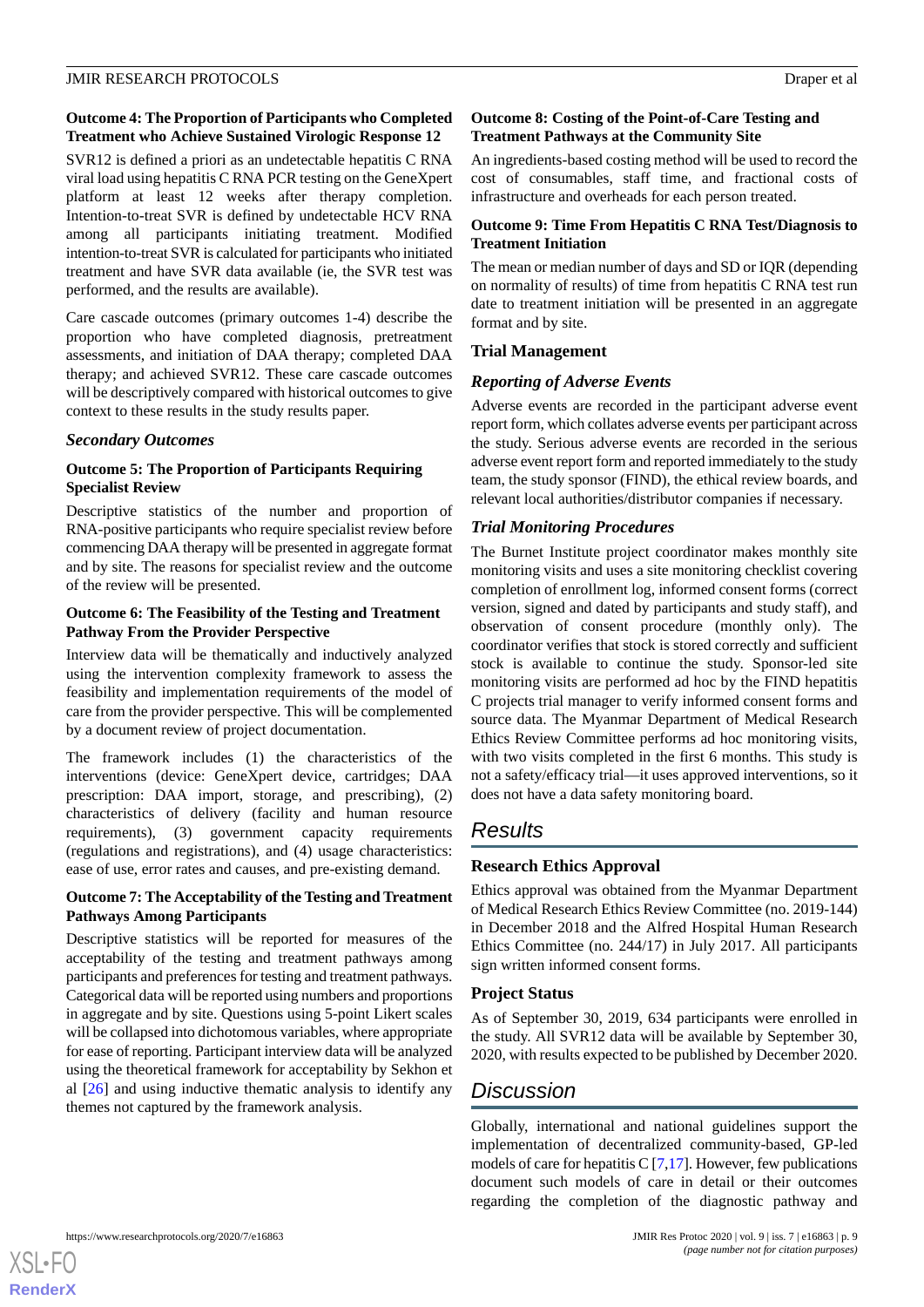#### Outcome 4: The Proportion of Participants who Completed Treatment who Achieve Sustained Virologic Response 12

SVR12 is defined a priori as an undetectable hepatitis C RNA viral load using hepatitis C RNA PCR testing on the GeneXpert platform at least 12 weeks after therapy completion. Intention-to-treat SVR is defined by undetectable HCV RNA among all participants initiating treatment. Modified intention-to-treat SVR is calculated for participants who initiated treatment and have SVR data available (ie, the SVR test was performed, and the results are available).

Care cascade outcomes (primary outcomes 1-4) describe the proportion who have completed diagnosis, pretreatment assessments, and initiation of DAA therapy; completed DAA therapy; and achieved SVR12. These care cascade outcomes will be descriptively compared with historical outcomes to give context to these results in the study results paper.

### *Secondary Outcomes*

#### Outcome 5: The Proportion of Participants Requiring Specialist Review

Descriptive statistics of the number and proportion of RNA-positive participants who require specialist review before commencing DAA therapy will be presented in aggregate format and by site. The reasons for specialist review and the outcome of the review will be presented.

#### Outcome 6: The Feasibility of the Testing and Treatment Pathway From the Provider Perspective

Interview data will be thematically and inductively analyzed using the intervention complexity framework to assess the feasibility and implementation requirements of the model of care from the provider perspective. This will be complemented by a document review of project documentation.

The framework includes (1) the characteristics of the interventions (device: GeneXpert device, cartridges; DAA prescription: DAA import, storage, and prescribing), (2) characteristics of delivery (facility and human resource requirements), (3) government capacity requirements (regulations and registrations), and (4) usage characteristics: ease of use, error rates and causes, and pre-existing demand.

#### Outcome 7: The Acceptability of the Testing and Treatment Pathways Among Participants

Descriptive statistics will be reported for measures of the acceptability of the testing and treatment pathways among participants and preferences for testing and treatment pathways. Categorical data will be reported using numbers and proportions in aggregate and by site. Questions using 5-point Likert scales will be collapsed into dichotomous variables, where appropriate for ease of reporting. Participant interview data will be analyzed using the theoretical framework for acceptability by Sekhon et al [26] and using inductive thematic analysis to identify any themes not captured by the framework analysis.

#### Outcome 8: Costing of the Point-of-Care Testing and Treatment Pathways at the Community Site

An ingredients-based costing method will be used to record the cost of consumables, staff time, and fractional costs of infrastructure and overheads for each person treated.

#### Outcome 9: Time From Hepatitis C RNA Test/Diagnosis to Treatment Initiation

The mean or median number of days and SD or IQR (depending on normality of results) of time from hepatitis C RNA test run date to treatment initiation will be presented in an aggregate format and by site.

### Trial Management

#### *Reporting of Adverse Events*

Adverse events are recorded in the participant adverse event report form, which collates adverse events per participant across the study. Serious adverse events are recorded in the serious adverse event report form and reported immediately to the study team, the study sponsor (FIND), the ethical review boards, and relevant local authorities/distributor companies if necessary.

#### *Trial Monitoring Procedures*

The Burnet Institute project coordinator makes monthly site monitoring visits and uses a site monitoring checklist covering completion of enrollment log, informed consent forms (correct version, signed and dated by participants and study staff), and observation of consent procedure (monthly only). The coordinator verifies that stock is stored correctly and sufficient stock is available to continue the study. Sponsor-led site monitoring visits are performed ad hoc by the FIND hepatitis C projects trial manager to verify informed consent forms and source data. The Myanmar Department of Medical Research Ethics Review Committee performs ad hoc monitoring visits, with two visits completed in the first 6 months. This study is not a safety/efficacy trial—it uses approved interventions, so it does not have a data safety monitoring board.

## Results

### Research Ethics Approval

Ethics approval was obtained from the Myanmar Department of Medical Research Ethics Review Committee (no. 2019-144) in December 2018 and the Alfred Hospital Human Research Ethics Committee (no. 244/17) in July 2017. All participants sign written informed consent forms.

### Project Status

As of September 30, 2019, 634 participants were enrolled in the study. All SVR12 data will be available by September 30, 2020, with results expected to be published by December 2020.

## Discussion

Globally, international and national guidelines support the implementation of decentralized community-based, GP-led models of care for hepatitis C [7,17]. However, few publications document such models of care in detail or their outcomes regarding the completion of the diagnostic pathway and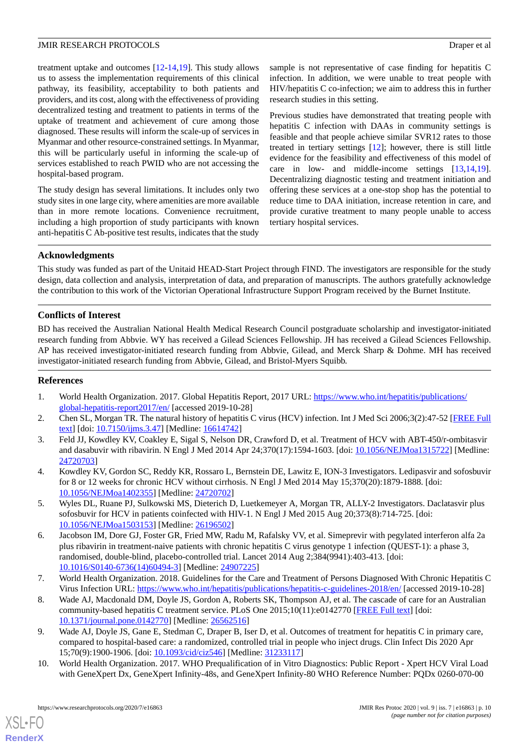treatment uptake and outcomes [12-14,19]. This study allows us to assess the implementation requirements of this clinical pathway, its feasibility, acceptability to both patients and providers, and its cost, along with the effectiveness of providing decentralized testing and treatment to patients in terms of the uptake of treatment and achievement of cure among those diagnosed. These results will inform the scale-up of services in Myanmar and other resource-constrained settings. In Myanmar, this will be particularly useful in informing the scale-up of services established to reach PWID who are not accessing the hospital-based program.

The study design has several limitations. It includes only two study sites in one large city, where amenities are more available than in more remote locations. Convenience recruitment, including a high proportion of study participants with known anti-hepatitis C Ab-positive test results, indicates that the study sample is not representative of case finding for hepatitis C infection. In addition, we were unable to treat people with HIV/hepatitis C co-infection; we aim to address this in further research studies in this setting.

Previous studies have demonstrated that treating people with hepatitis C infection with DAAs in community settings is feasible and that people achieve similar SVR12 rates to those treated in tertiary settings [12]; however, there is still little evidence for the feasibility and effectiveness of this model of care in low- and middle-income settings [13,14,19]. Decentralizing diagnostic testing and treatment initiation and offering these services at a one-stop shop has the potential to reduce time to DAA initiation, increase retention in care, and provide curative treatment to many people unable to access tertiary hospital services.

## Acknowledgments

This study was funded as part of the Unitaid HEAD-Start Project through FIND. The investigators are responsible for the study design, data collection and analysis, interpretation of data, and preparation of manuscripts. The authors gratefully acknowledge the contribution to this work of the Victorian Operational Infrastructure Support Program received by the Burnet Institute.

## Conflicts of Interest

BD has received the Australian National Health Medical Research Council postgraduate scholarship and investigator-initiated research funding from Abbvie. WY has received a Gilead Sciences Fellowship. JH has received a Gilead Sciences Fellowship. AP has received investigator-initiated research funding from Abbvie, Gilead, and Merck Sharp & Dohme. MH has received investigator-initiated research funding from Abbvie, Gilead, and Bristol-Myers Squibb.

## References

1. World Health Organization. 2017. Global Hepatitis Report, 2017 URL: https://www.who.int/hepatitis/publications/global-hepatitis-report2017/en/ [accessed 2019-10-28]
2. Chen SL, Morgan TR. The natural history of hepatitis C virus (HCV) infection. Int J Med Sci 2006;3(2):47-52 [FREE Full text] [doi: 10.7150/ijms.3.47] [Medline: 16614742]
3. Feld JJ, Kowdley KV, Coakley E, Sigal S, Nelson DR, Crawford D, et al. Treatment of HCV with ABT-450/r-ombitasvir and dasabuvir with ribavirin. N Engl J Med 2014 Apr 24;370(17):1594-1603. [doi: 10.1056/NEJMoa1315722] [Medline: 24720703]
4. Kowdley KV, Gordon SC, Reddy KR, Rossaro L, Bernstein DE, Lawitz E, ION-3 Investigators. Ledipasvir and sofosbuvir for 8 or 12 weeks for chronic HCV without cirrhosis. N Engl J Med 2014 May 15;370(20):1879-1888. [doi: 10.1056/NEJMoa1402355] [Medline: 24720702]
5. Wyles DL, Ruane PJ, Sulkowski MS, Dieterich D, Luetkemeyer A, Morgan TR, ALLY-2 Investigators. Daclatasvir plus sofosbuvir for HCV in patients coinfected with HIV-1. N Engl J Med 2015 Aug 20;373(8):714-725. [doi: 10.1056/NEJMoa1503153] [Medline: 26196502]
6. Jacobson IM, Dore GJ, Foster GR, Fried MW, Radu M, Rafalsky VV, et al. Simeprevir with pegylated interferon alfa 2a plus ribavirin in treatment-naive patients with chronic hepatitis C virus genotype 1 infection (QUEST-1): a phase 3, randomised, double-blind, placebo-controlled trial. Lancet 2014 Aug 2;384(9941):403-413. [doi: 10.1016/S0140-6736(14)60494-3] [Medline: 24907225]
7. World Health Organization. 2018. Guidelines for the Care and Treatment of Persons Diagnosed With Chronic Hepatitis C Virus Infection URL: https://www.who.int/hepatitis/publications/hepatitis-c-guidelines-2018/en/ [accessed 2019-10-28]
8. Wade AJ, Macdonald DM, Doyle JS, Gordon A, Roberts SK, Thompson AJ, et al. The cascade of care for an Australian community-based hepatitis C treatment service. PLoS One 2015;10(11):e0142770 [FREE Full text] [doi: 10.1371/journal.pone.0142770] [Medline: 26562516]
9. Wade AJ, Doyle JS, Gane E, Stedman C, Draper B, Iser D, et al. Outcomes of treatment for hepatitis C in primary care, compared to hospital-based care: a randomized, controlled trial in people who inject drugs. Clin Infect Dis 2020 Apr 15;70(9):1900-1906. [doi: 10.1093/cid/ciz546] [Medline: 31233117]
10. World Health Organization. 2017. WHO Prequalification of in Vitro Diagnostics: Public Report - Xpert HCV Viral Load with GeneXpert Dx, GeneXpert Infinity-48s, and GeneXpert Infinity-80 WHO Reference Number: PQDx 0260-070-00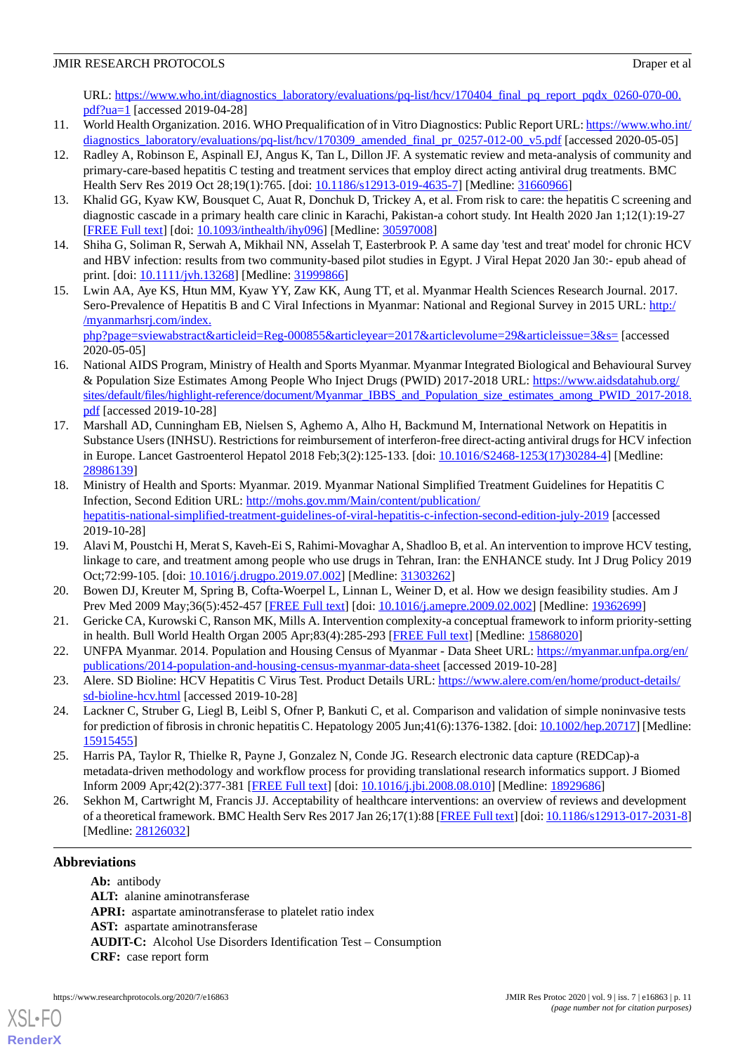URL: https://www.who.int/diagnostics_laboratory/evaluations/pq-list/hcv/170404_final_pq_report_pqdx_0260-070-00.pdf?ua=1 [accessed 2019-04-28]

11. World Health Organization. 2016. WHO Prequalification of in Vitro Diagnostics: Public Report URL: https://www.who.int/diagnostics_laboratory/evaluations/pq-list/hcv/170309_amended_final_pr_0257-012-00_v5.pdf [accessed 2020-05-05]
12. Radley A, Robinson E, Aspinall EJ, Angus K, Tan L, Dillon JF. A systematic review and meta-analysis of community and primary-care-based hepatitis C testing and treatment services that employ direct acting antiviral drug treatments. BMC Health Serv Res 2019 Oct 28;19(1):765. [doi: 10.1186/s12913-019-4635-7] [Medline: 31660966]
13. Khalid GG, Kyaw KW, Bousquet C, Auat R, Donchuk D, Trickey A, et al. From risk to care: the hepatitis C screening and diagnostic cascade in a primary health care clinic in Karachi, Pakistan-a cohort study. Int Health 2020 Jan 1;12(1):19-27 [FREE Full text] [doi: 10.1093/inthealth/ihy096] [Medline: 30597008]
14. Shiha G, Soliman R, Serwah A, Mikhail NN, Asselah T, Easterbrook P. A same day 'test and treat' model for chronic HCV and HBV infection: results from two community-based pilot studies in Egypt. J Viral Hepat 2020 Jan 30:- epub ahead of print. [doi: 10.1111/jvh.13268] [Medline: 31999866]
15. Lwin AA, Aye KS, Htun MM, Kyaw YY, Zaw KK, Aung TT, et al. Myanmar Health Sciences Research Journal. 2017. Sero-Prevalence of Hepatitis B and C Viral Infections in Myanmar: National and Regional Survey in 2015 URL: http://myanmarhsrj.com/index.php?page=sviewabstract&articleid=Reg-000855&articleyear=2017&articlevolume=29&articleissue=3&s= [accessed 2020-05-05]
16. National AIDS Program, Ministry of Health and Sports Myanmar. Myanmar Integrated Biological and Behavioural Survey & Population Size Estimates Among People Who Inject Drugs (PWID) 2017-2018 URL: https://www.aidsdatahub.org/sites/default/files/highlight-reference/document/Myanmar_IBBS_and_Population_size_estimates_among_PWID_2017-2018.pdf [accessed 2019-10-28]
17. Marshall AD, Cunningham EB, Nielsen S, Aghemo A, Alho H, Backmund M, International Network on Hepatitis in Substance Users (INHSU). Restrictions for reimbursement of interferon-free direct-acting antiviral drugs for HCV infection in Europe. Lancet Gastroenterol Hepatol 2018 Feb;3(2):125-133. [doi: 10.1016/S2468-1253(17)30284-4] [Medline: 28986139]
18. Ministry of Health and Sports: Myanmar. 2019. Myanmar National Simplified Treatment Guidelines for Hepatitis C Infection, Second Edition URL: http://mohs.gov.mm/Main/content/publication/hepatitis-national-simplified-treatment-guidelines-of-viral-hepatitis-c-infection-second-edition-july-2019 [accessed 2019-10-28]
19. Alavi M, Poustchi H, Merat S, Kaveh-Ei S, Rahimi-Movaghar A, Shadloo B, et al. An intervention to improve HCV testing, linkage to care, and treatment among people who use drugs in Tehran, Iran: the ENHANCE study. Int J Drug Policy 2019 Oct;72:99-105. [doi: 10.1016/j.drugpo.2019.07.002] [Medline: 31303262]
20. Bowen DJ, Kreuter M, Spring B, Cofta-Woerpel L, Linnan L, Weiner D, et al. How we design feasibility studies. Am J Prev Med 2009 May;36(5):452-457 [FREE Full text] [doi: 10.1016/j.amepre.2009.02.002] [Medline: 19362699]
21. Gericke CA, Kurowski C, Ranson MK, Mills A. Intervention complexity-a conceptual framework to inform priority-setting in health. Bull World Health Organ 2005 Apr;83(4):285-293 [FREE Full text] [Medline: 15868020]
22. UNFPA Myanmar. 2014. Population and Housing Census of Myanmar - Data Sheet URL: https://myanmar.unfpa.org/en/publications/2014-population-and-housing-census-myanmar-data-sheet [accessed 2019-10-28]
23. Alere. SD Bioline: HCV Hepatitis C Virus Test. Product Details URL: https://www.alere.com/en/home/product-details/sd-bioline-hcv.html [accessed 2019-10-28]
24. Lackner C, Struber G, Liegl B, Leibl S, Ofner P, Bankuti C, et al. Comparison and validation of simple noninvasive tests for prediction of fibrosis in chronic hepatitis C. Hepatology 2005 Jun;41(6):1376-1382. [doi: 10.1002/hep.20717] [Medline: 15915455]
25. Harris PA, Taylor R, Thielke R, Payne J, Gonzalez N, Conde JG. Research electronic data capture (REDCap)-a metadata-driven methodology and workflow process for providing translational research informatics support. J Biomed Inform 2009 Apr;42(2):377-381 [FREE Full text] [doi: 10.1016/j.jbi.2008.08.010] [Medline: 18929686]
26. Sekhon M, Cartwright M, Francis JJ. Acceptability of healthcare interventions: an overview of reviews and development of a theoretical framework. BMC Health Serv Res 2017 Jan 26;17(1):88 [FREE Full text] [doi: 10.1186/s12913-017-2031-8] [Medline: 28126032]

## Abbreviations

**Ab:** antibody
**ALT:** alanine aminotransferase
**APRI:** aspartate aminotransferase to platelet ratio index
**AST:** aspartate aminotransferase
**AUDIT-C:** Alcohol Use Disorders Identification Test – Consumption
**CRF:** case report form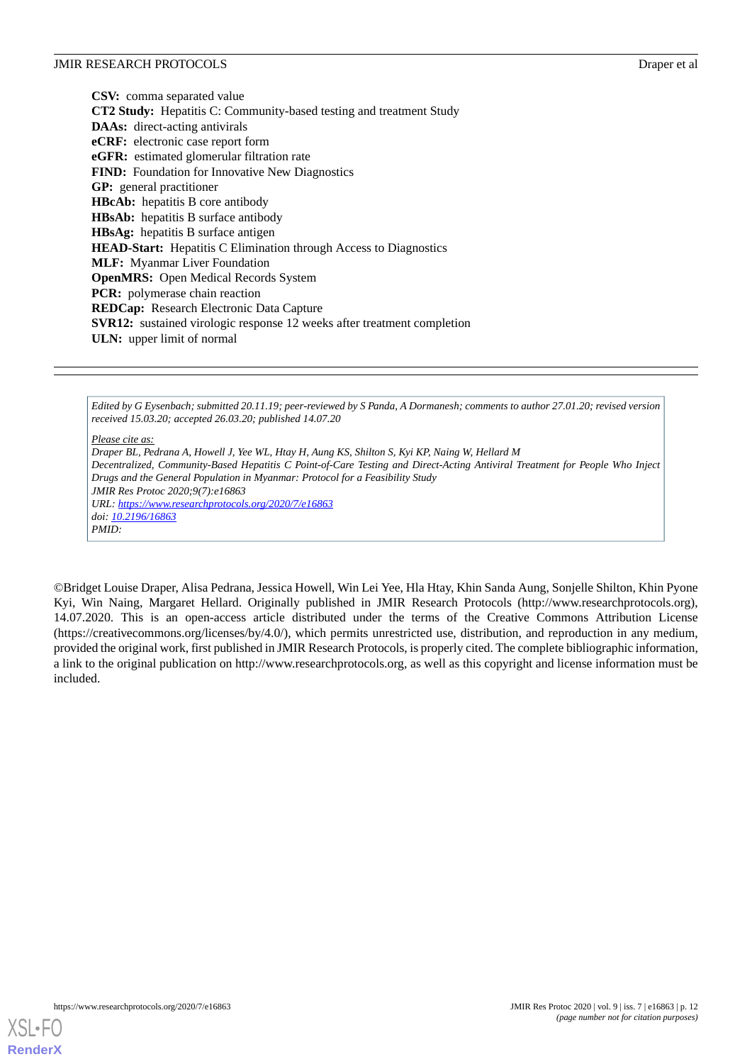**CSV:** comma separated value
**CT2 Study:** Hepatitis C: Community-based testing and treatment Study
**DAAs:** direct-acting antivirals
**eCRF:** electronic case report form
**eGFR:** estimated glomerular filtration rate
**FIND:** Foundation for Innovative New Diagnostics
**GP:** general practitioner
**HBcAb:** hepatitis B core antibody
**HBsAb:** hepatitis B surface antibody
**HBsAg:** hepatitis B surface antigen
**HEAD-Start:** Hepatitis C Elimination through Access to Diagnostics
**MLF:** Myanmar Liver Foundation
**OpenMRS:** Open Medical Records System
**PCR:** polymerase chain reaction
**REDCap:** Research Electronic Data Capture
**SVR12:** sustained virologic response 12 weeks after treatment completion
**ULN:** upper limit of normal

---

*Edited by G Eysenbach; submitted 20.11.19; peer-reviewed by S Panda, A Dormanesh; comments to author 27.01.20; revised version received 15.03.20; accepted 26.03.20; published 14.07.20*

*Please cite as:*
*Draper BL, Pedrana A, Howell J, Yee WL, Htay H, Aung KS, Shilton S, Kyi KP, Naing W, Hellard M*
*Decentralized, Community-Based Hepatitis C Point-of-Care Testing and Direct-Acting Antiviral Treatment for People Who Inject Drugs and the General Population in Myanmar: Protocol for a Feasibility Study*
*JMIR Res Protoc 2020;9(7):e16863*
*URL: https://www.researchprotocols.org/2020/7/e16863*
*doi: 10.2196/16863*
*PMID:*

©Bridget Louise Draper, Alisa Pedrana, Jessica Howell, Win Lei Yee, Hla Htay, Khin Sanda Aung, Sonjelle Shilton, Khin Pyone Kyi, Win Naing, Margaret Hellard. Originally published in JMIR Research Protocols (http://www.researchprotocols.org), 14.07.2020. This is an open-access article distributed under the terms of the Creative Commons Attribution License (https://creativecommons.org/licenses/by/4.0/), which permits unrestricted use, distribution, and reproduction in any medium, provided the original work, first published in JMIR Research Protocols, is properly cited. The complete bibliographic information, a link to the original publication on http://www.researchprotocols.org, as well as this copyright and license information must be included.